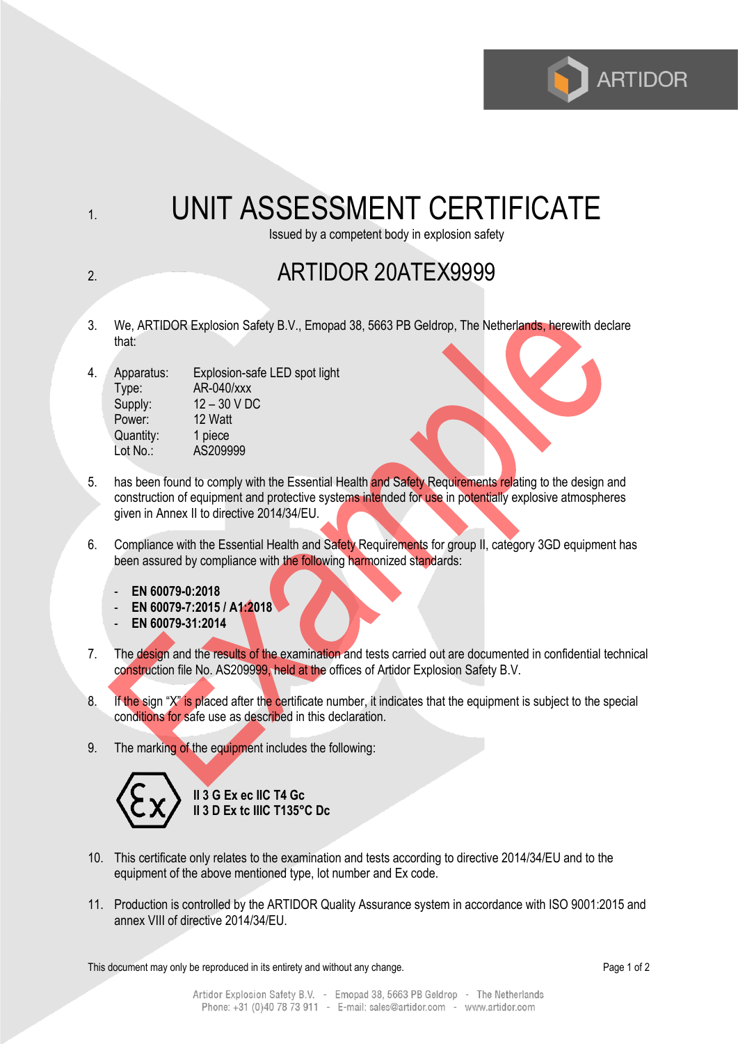1. # UNIT ASSESSMENT CERTIFICATE

Issued by a competent body in explosion safety

2. ## ARTIDOR 20ATEX9999

3. We, ARTIDOR Explosion Safety B.V., Emopad 38, 5663 PB Geldrop, The Netherlands, herewith declare that:

4. | | |
   |---|---|
   | Apparatus: | Explosion-safe LED spot light |
   | Type: | AR-040/xxx |
   | Supply: | 12 – 30 V DC |
   | Power: | 12 Watt |
   | Quantity: | 1 piece |
   | Lot No.: | AS209999 |

5. has been found to comply with the Essential Health and Safety Requirements relating to the design and construction of equipment and protective systems intended for use in potentially explosive atmospheres given in Annex II to directive 2014/34/EU.

6. Compliance with the Essential Health and Safety Requirements for group II, category 3GD equipment has been assured by compliance with the following harmonized standards:

   - **EN 60079-0:2018**
   - **EN 60079-7:2015 / A1:2018**
   - **EN 60079-31:2014**

7. The design and the results of the examination and tests carried out are documented in confidential technical construction file No. AS209999, held at the offices of Artidor Explosion Safety B.V.

8. If the sign "X" is placed after the certificate number, it indicates that the equipment is subject to the special conditions for safe use as described in this declaration.

9. The marking of the equipment includes the following:

   **II 3 G Ex ec IIC T4 Gc**
   **II 3 D Ex tc IIIC T135°C Dc**

10. This certificate only relates to the examination and tests according to directive 2014/34/EU and to the equipment of the above mentioned type, lot number and Ex code.

11. Production is controlled by the ARTIDOR Quality Assurance system in accordance with ISO 9001:2015 and annex VIII of directive 2014/34/EU.

This document may only be reproduced in its entirety and without any change.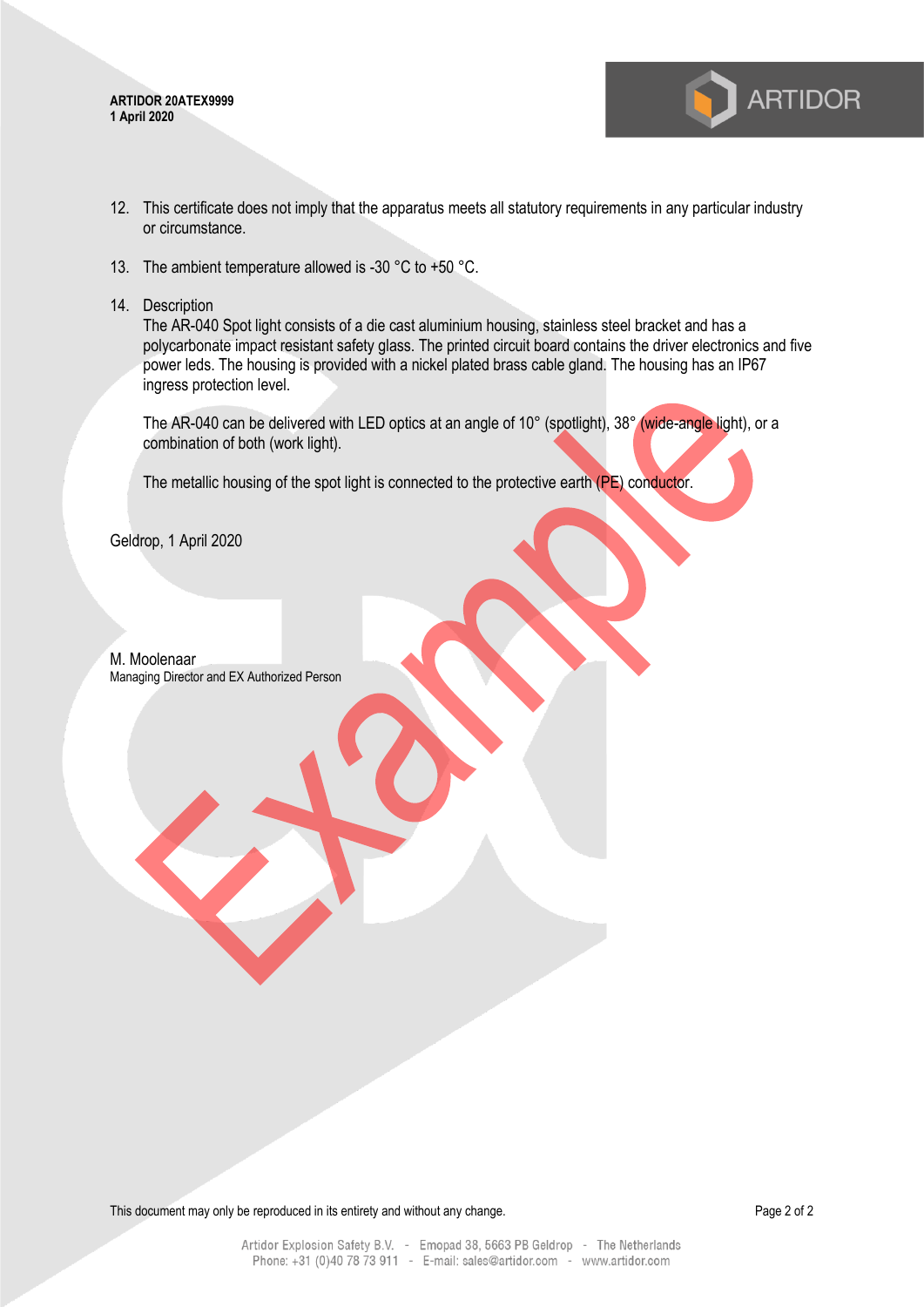12. This certificate does not imply that the apparatus meets all statutory requirements in any particular industry or circumstance.

13. The ambient temperature allowed is -30 °C to +50 °C.

14. Description

    The AR-040 Spot light consists of a die cast aluminium housing, stainless steel bracket and has a polycarbonate impact resistant safety glass. The printed circuit board contains the driver electronics and five power leds. The housing is provided with a nickel plated brass cable gland. The housing has an IP67 ingress protection level.

    The AR-040 can be delivered with LED optics at an angle of 10° (spotlight), 38° (wide-angle light), or a combination of both (work light).

    The metallic housing of the spot light is connected to the protective earth (PE) conductor.

Geldrop, 1 April 2020

M. Moolenaar
Managing Director and EX Authorized Person

This document may only be reproduced in its entirety and without any change.